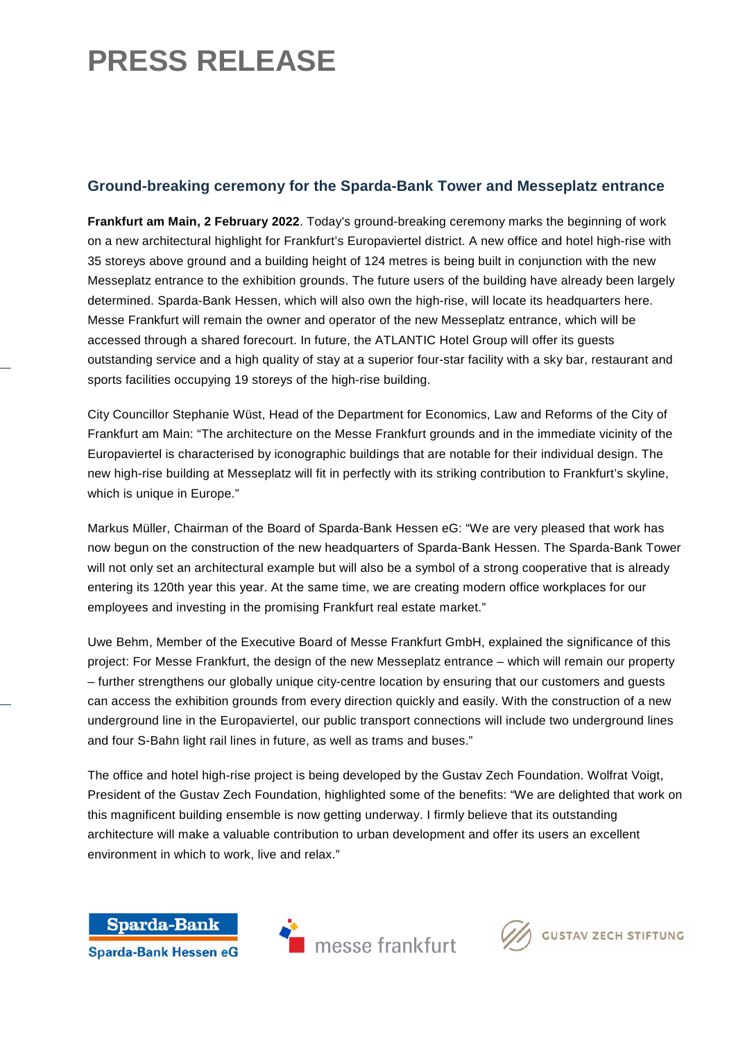# PRESS RELEASE

## Ground-breaking ceremony for the Sparda-Bank Tower and Messeplatz entrance

**Frankfurt am Main, 2 February 2022**. Today's ground-breaking ceremony marks the beginning of work on a new architectural highlight for Frankfurt's Europaviertel district. A new office and hotel high-rise with 35 storeys above ground and a building height of 124 metres is being built in conjunction with the new Messeplatz entrance to the exhibition grounds. The future users of the building have already been largely determined. Sparda-Bank Hessen, which will also own the high-rise, will locate its headquarters here. Messe Frankfurt will remain the owner and operator of the new Messeplatz entrance, which will be accessed through a shared forecourt. In future, the ATLANTIC Hotel Group will offer its guests outstanding service and a high quality of stay at a superior four-star facility with a sky bar, restaurant and sports facilities occupying 19 storeys of the high-rise building.

City Councillor Stephanie Wüst, Head of the Department for Economics, Law and Reforms of the City of Frankfurt am Main: "The architecture on the Messe Frankfurt grounds and in the immediate vicinity of the Europaviertel is characterised by iconographic buildings that are notable for their individual design. The new high-rise building at Messeplatz will fit in perfectly with its striking contribution to Frankfurt's skyline, which is unique in Europe."

Markus Müller, Chairman of the Board of Sparda-Bank Hessen eG: "We are very pleased that work has now begun on the construction of the new headquarters of Sparda-Bank Hessen. The Sparda-Bank Tower will not only set an architectural example but will also be a symbol of a strong cooperative that is already entering its 120th year this year. At the same time, we are creating modern office workplaces for our employees and investing in the promising Frankfurt real estate market."

Uwe Behm, Member of the Executive Board of Messe Frankfurt GmbH, explained the significance of this project: For Messe Frankfurt, the design of the new Messeplatz entrance – which will remain our property – further strengthens our globally unique city-centre location by ensuring that our customers and guests can access the exhibition grounds from every direction quickly and easily. With the construction of a new underground line in the Europaviertel, our public transport connections will include two underground lines and four S-Bahn light rail lines in future, as well as trams and buses."

The office and hotel high-rise project is being developed by the Gustav Zech Foundation. Wolfrat Voigt, President of the Gustav Zech Foundation, highlighted some of the benefits: "We are delighted that work on this magnificent building ensemble is now getting underway. I firmly believe that its outstanding architecture will make a valuable contribution to urban development and offer its users an excellent environment in which to work, live and relax."

Sparda-Bank Hessen eG | messe frankfurt | GUSTAV ZECH STIFTUNG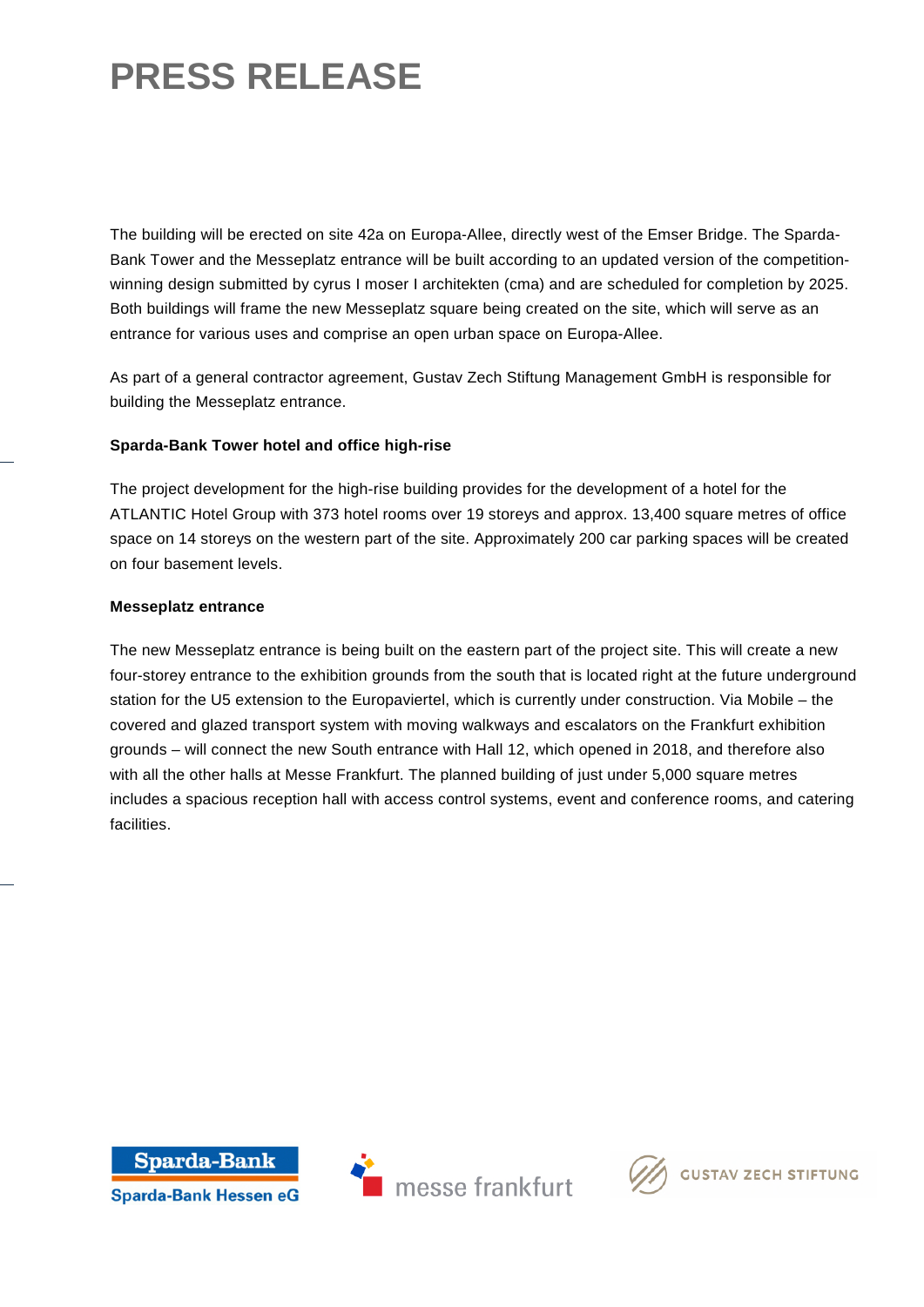# PRESS RELEASE

The building will be erected on site 42a on Europa-Allee, directly west of the Emser Bridge. The Sparda-Bank Tower and the Messeplatz entrance will be built according to an updated version of the competition-winning design submitted by cyrus I moser I architekten (cma) and are scheduled for completion by 2025. Both buildings will frame the new Messeplatz square being created on the site, which will serve as an entrance for various uses and comprise an open urban space on Europa-Allee.

As part of a general contractor agreement, Gustav Zech Stiftung Management GmbH is responsible for building the Messeplatz entrance.

**Sparda-Bank Tower hotel and office high-rise**

The project development for the high-rise building provides for the development of a hotel for the ATLANTIC Hotel Group with 373 hotel rooms over 19 storeys and approx. 13,400 square metres of office space on 14 storeys on the western part of the site. Approximately 200 car parking spaces will be created on four basement levels.

**Messeplatz entrance**

The new Messeplatz entrance is being built on the eastern part of the project site. This will create a new four-storey entrance to the exhibition grounds from the south that is located right at the future underground station for the U5 extension to the Europaviertel, which is currently under construction. Via Mobile – the covered and glazed transport system with moving walkways and escalators on the Frankfurt exhibition grounds – will connect the new South entrance with Hall 12, which opened in 2018, and therefore also with all the other halls at Messe Frankfurt. The planned building of just under 5,000 square metres includes a spacious reception hall with access control systems, event and conference rooms, and catering facilities.

Sparda-Bank
Sparda-Bank Hessen eG

messe frankfurt

GUSTAV ZECH STIFTUNG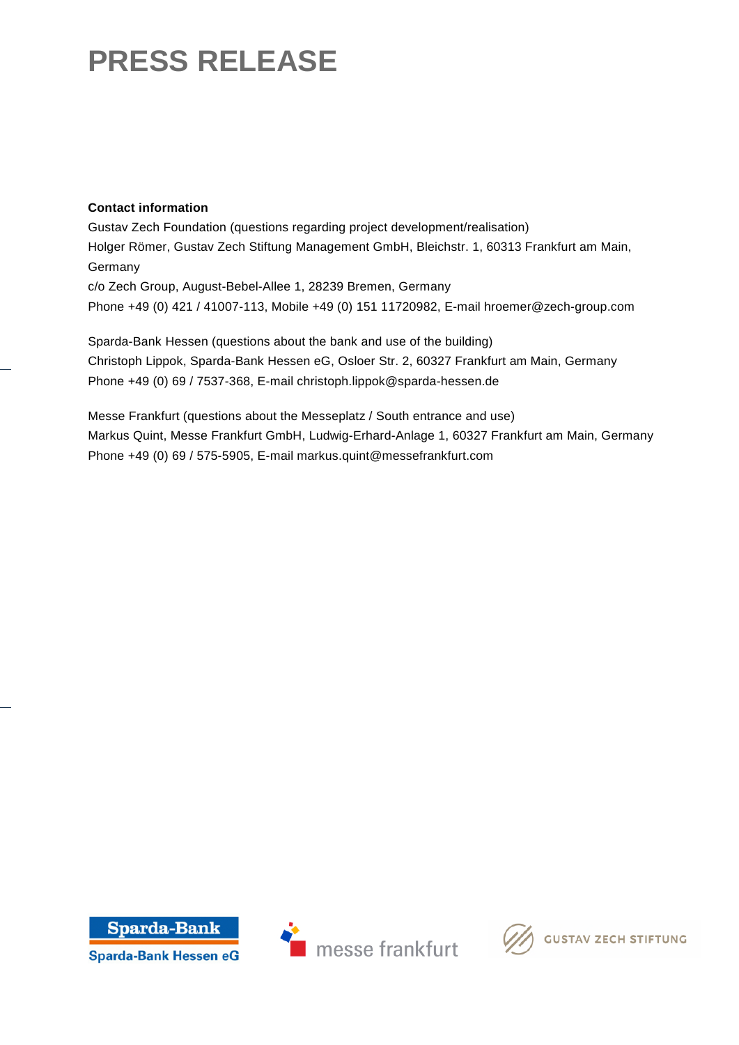# PRESS RELEASE

**Contact information**

Gustav Zech Foundation (questions regarding project development/realisation)
Holger Römer, Gustav Zech Stiftung Management GmbH, Bleichstr. 1, 60313 Frankfurt am Main, Germany
c/o Zech Group, August-Bebel-Allee 1, 28239 Bremen, Germany
Phone +49 (0) 421 / 41007-113, Mobile +49 (0) 151 11720982, E-mail hroemer@zech-group.com

Sparda-Bank Hessen (questions about the bank and use of the building)
Christoph Lippok, Sparda-Bank Hessen eG, Osloer Str. 2, 60327 Frankfurt am Main, Germany
Phone +49 (0) 69 / 7537-368, E-mail christoph.lippok@sparda-hessen.de

Messe Frankfurt (questions about the Messeplatz / South entrance and use)
Markus Quint, Messe Frankfurt GmbH, Ludwig-Erhard-Anlage 1, 60327 Frankfurt am Main, Germany
Phone +49 (0) 69 / 575-5905, E-mail markus.quint@messefrankfurt.com

Sparda-Bank
Sparda-Bank Hessen eG

messe frankfurt

GUSTAV ZECH STIFTUNG